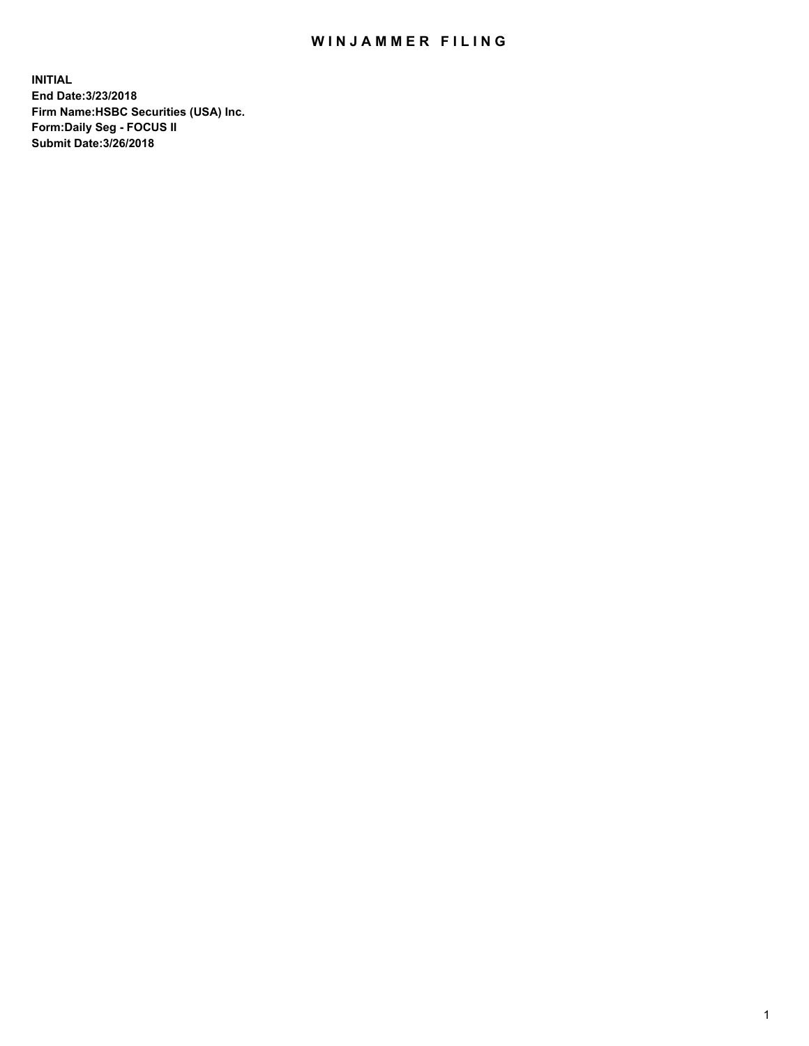# WINJAMMER FILING

**INITIAL**
**End Date:3/23/2018**
**Firm Name:HSBC Securities (USA) Inc.**
**Form:Daily Seg - FOCUS II**
**Submit Date:3/26/2018**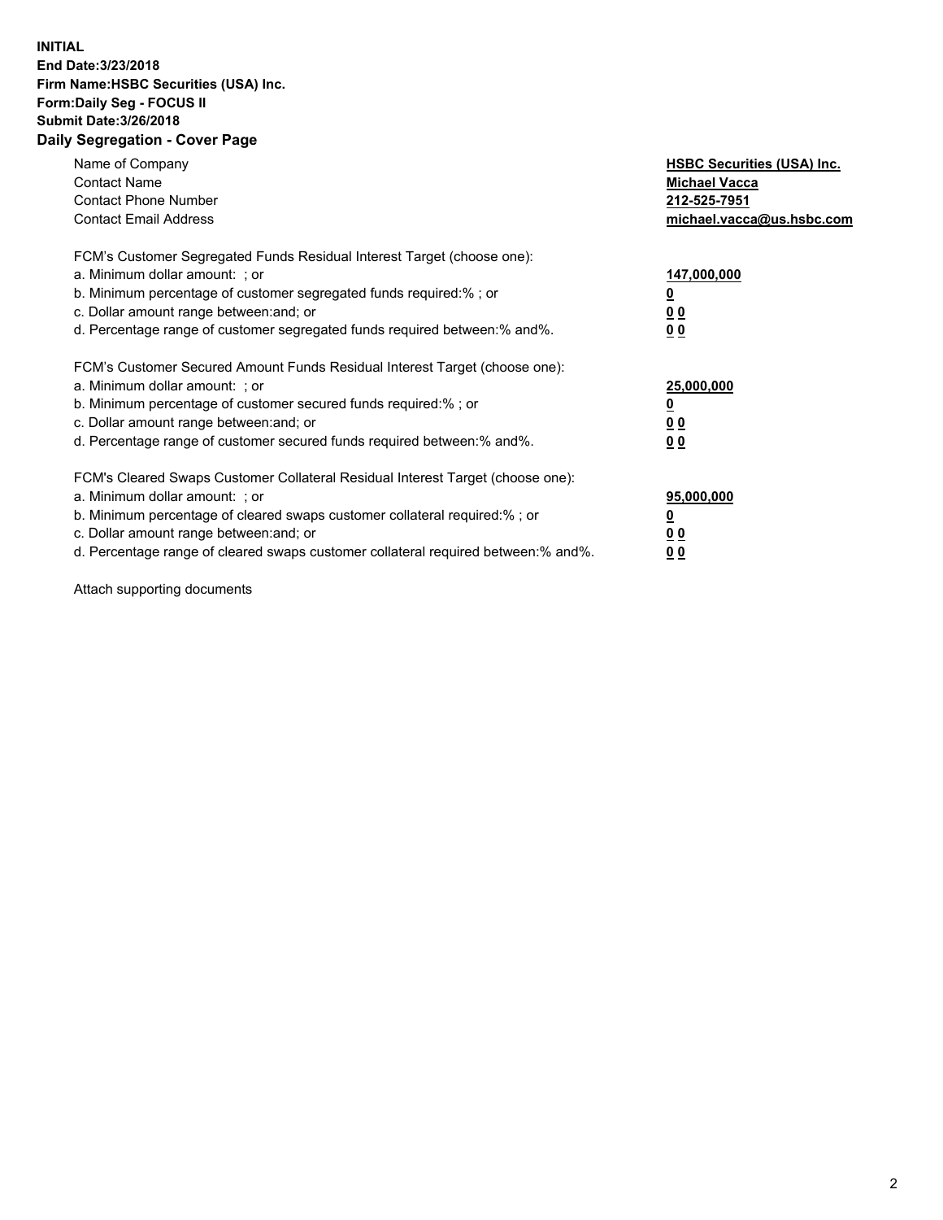**INITIAL**
**End Date:3/23/2018**
**Firm Name:HSBC Securities (USA) Inc.**
**Form:Daily Seg - FOCUS II**
**Submit Date:3/26/2018**

## Daily Segregation - Cover Page

| | |
|---|---|
| Name of Company | **HSBC Securities (USA) Inc.** |
| Contact Name | **Michael Vacca** |
| Contact Phone Number | **212-525-7951** |
| Contact Email Address | **michael.vacca@us.hsbc.com** |

FCM's Customer Segregated Funds Residual Interest Target (choose one):

| | |
|---|---|
| a. Minimum dollar amount: ; or | **147,000,000** |
| b. Minimum percentage of customer segregated funds required:% ; or | **0** |
| c. Dollar amount range between:and; or | **0 0** |
| d. Percentage range of customer segregated funds required between:% and%. | **0 0** |

FCM's Customer Secured Amount Funds Residual Interest Target (choose one):

| | |
|---|---|
| a. Minimum dollar amount: ; or | **25,000,000** |
| b. Minimum percentage of customer secured funds required:% ; or | **0** |
| c. Dollar amount range between:and; or | **0 0** |
| d. Percentage range of customer secured funds required between:% and%. | **0 0** |

FCM's Cleared Swaps Customer Collateral Residual Interest Target (choose one):

| | |
|---|---|
| a. Minimum dollar amount: ; or | **95,000,000** |
| b. Minimum percentage of cleared swaps customer collateral required:% ; or | **0** |
| c. Dollar amount range between:and; or | **0 0** |
| d. Percentage range of cleared swaps customer collateral required between:% and%. | **0 0** |

Attach supporting documents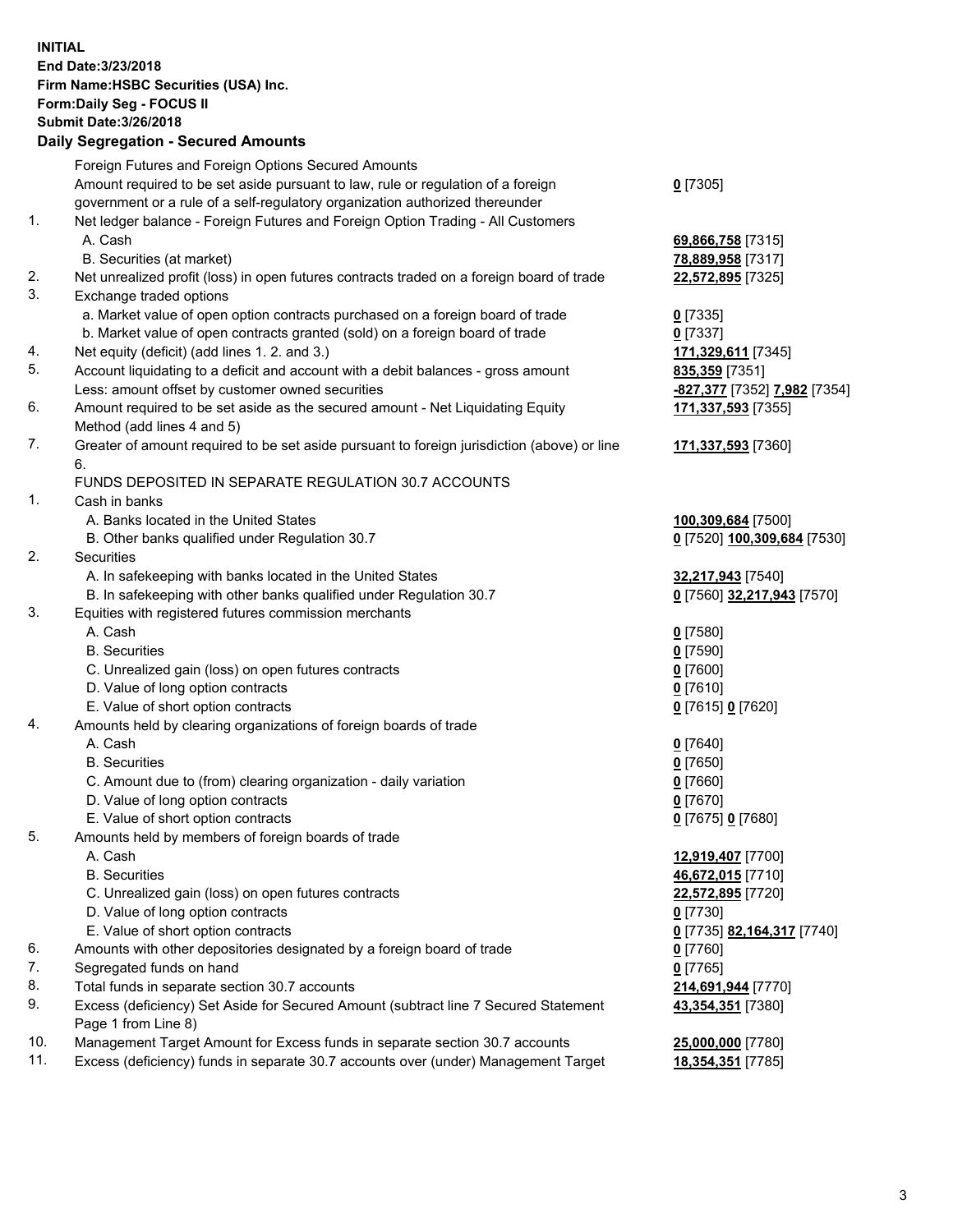**INITIAL**
**End Date:3/23/2018**
**Firm Name:HSBC Securities (USA) Inc.**
**Form:Daily Seg - FOCUS II**
**Submit Date:3/26/2018**

## Daily Segregation - Secured Amounts

| | | |
|---|---|---|
| | Foreign Futures and Foreign Options Secured Amounts | |
| | Amount required to be set aside pursuant to law, rule or regulation of a foreign government or a rule of a self-regulatory organization authorized thereunder | **0** [7305] |
| 1. | Net ledger balance - Foreign Futures and Foreign Option Trading - All Customers | |
| | A. Cash | **69,866,758** [7315] |
| | B. Securities (at market) | **78,889,958** [7317] |
| 2. | Net unrealized profit (loss) in open futures contracts traded on a foreign board of trade | **22,572,895** [7325] |
| 3. | Exchange traded options | |
| | a. Market value of open option contracts purchased on a foreign board of trade | **0** [7335] |
| | b. Market value of open contracts granted (sold) on a foreign board of trade | **0** [7337] |
| 4. | Net equity (deficit) (add lines 1. 2. and 3.) | **171,329,611** [7345] |
| 5. | Account liquidating to a deficit and account with a debit balances - gross amount | **835,359** [7351] |
| | Less: amount offset by customer owned securities | **-827,377** [7352] **7,982** [7354] |
| 6. | Amount required to be set aside as the secured amount - Net Liquidating Equity Method (add lines 4 and 5) | **171,337,593** [7355] |
| 7. | Greater of amount required to be set aside pursuant to foreign jurisdiction (above) or line 6. | **171,337,593** [7360] |
| | FUNDS DEPOSITED IN SEPARATE REGULATION 30.7 ACCOUNTS | |
| 1. | Cash in banks | |
| | A. Banks located in the United States | **100,309,684** [7500] |
| | B. Other banks qualified under Regulation 30.7 | **0** [7520] **100,309,684** [7530] |
| 2. | Securities | |
| | A. In safekeeping with banks located in the United States | **32,217,943** [7540] |
| | B. In safekeeping with other banks qualified under Regulation 30.7 | **0** [7560] **32,217,943** [7570] |
| 3. | Equities with registered futures commission merchants | |
| | A. Cash | **0** [7580] |
| | B. Securities | **0** [7590] |
| | C. Unrealized gain (loss) on open futures contracts | **0** [7600] |
| | D. Value of long option contracts | **0** [7610] |
| | E. Value of short option contracts | **0** [7615] **0** [7620] |
| 4. | Amounts held by clearing organizations of foreign boards of trade | |
| | A. Cash | **0** [7640] |
| | B. Securities | **0** [7650] |
| | C. Amount due to (from) clearing organization - daily variation | **0** [7660] |
| | D. Value of long option contracts | **0** [7670] |
| | E. Value of short option contracts | **0** [7675] **0** [7680] |
| 5. | Amounts held by members of foreign boards of trade | |
| | A. Cash | **12,919,407** [7700] |
| | B. Securities | **46,672,015** [7710] |
| | C. Unrealized gain (loss) on open futures contracts | **22,572,895** [7720] |
| | D. Value of long option contracts | **0** [7730] |
| | E. Value of short option contracts | **0** [7735] **82,164,317** [7740] |
| 6. | Amounts with other depositories designated by a foreign board of trade | **0** [7760] |
| 7. | Segregated funds on hand | **0** [7765] |
| 8. | Total funds in separate section 30.7 accounts | **214,691,944** [7770] |
| 9. | Excess (deficiency) Set Aside for Secured Amount (subtract line 7 Secured Statement Page 1 from Line 8) | **43,354,351** [7380] |
| 10. | Management Target Amount for Excess funds in separate section 30.7 accounts | **25,000,000** [7780] |
| 11. | Excess (deficiency) funds in separate 30.7 accounts over (under) Management Target | **18,354,351** [7785] |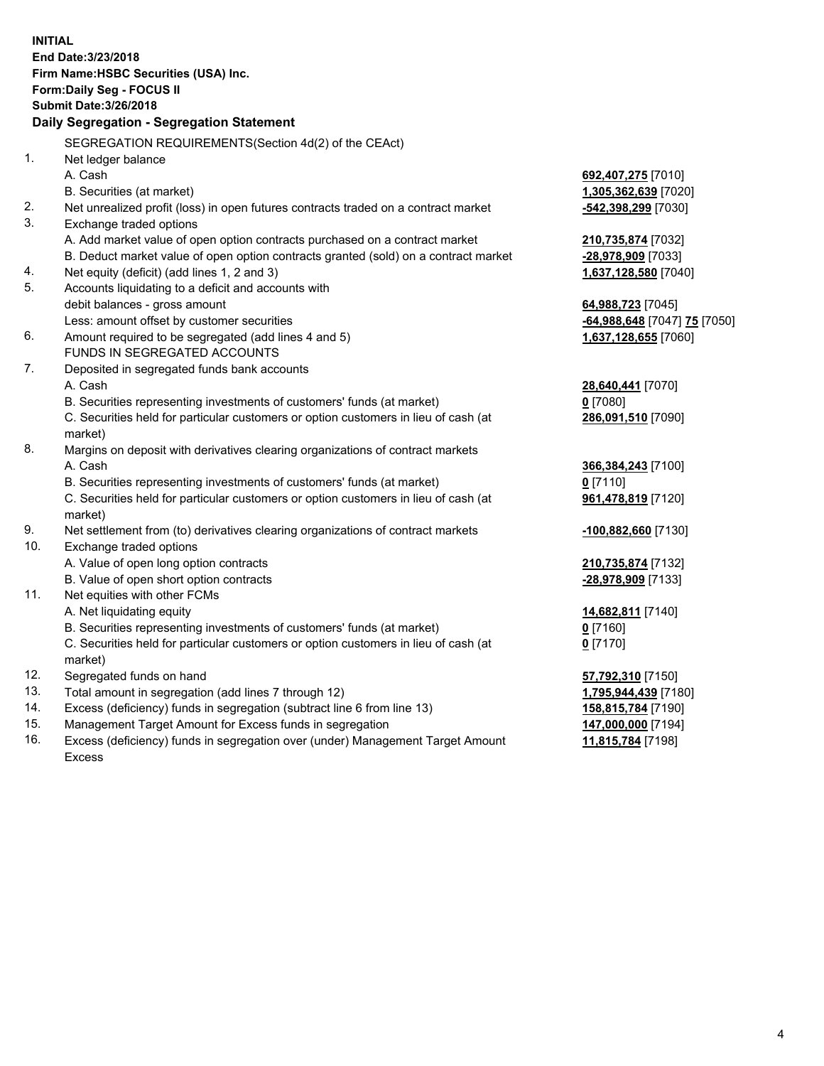**INITIAL**
**End Date:3/23/2018**
**Firm Name:HSBC Securities (USA) Inc.**
**Form:Daily Seg - FOCUS II**
**Submit Date:3/26/2018**

## Daily Segregation - Segregation Statement

SEGREGATION REQUIREMENTS(Section 4d(2) of the CEAct)

| | | |
|---|---|---|
| 1. | Net ledger balance | |
| | A. Cash | **692,407,275** [7010] |
| | B. Securities (at market) | **1,305,362,639** [7020] |
| 2. | Net unrealized profit (loss) in open futures contracts traded on a contract market | **-542,398,299** [7030] |
| 3. | Exchange traded options | |
| | A. Add market value of open option contracts purchased on a contract market | **210,735,874** [7032] |
| | B. Deduct market value of open option contracts granted (sold) on a contract market | **-28,978,909** [7033] |
| 4. | Net equity (deficit) (add lines 1, 2 and 3) | **1,637,128,580** [7040] |
| 5. | Accounts liquidating to a deficit and accounts with debit balances - gross amount | **64,988,723** [7045] |
| | Less: amount offset by customer securities | **-64,988,648** [7047] **75** [7050] |
| 6. | Amount required to be segregated (add lines 4 and 5) | **1,637,128,655** [7060] |
| | FUNDS IN SEGREGATED ACCOUNTS | |
| 7. | Deposited in segregated funds bank accounts | |
| | A. Cash | **28,640,441** [7070] |
| | B. Securities representing investments of customers' funds (at market) | **0** [7080] |
| | C. Securities held for particular customers or option customers in lieu of cash (at market) | **286,091,510** [7090] |
| 8. | Margins on deposit with derivatives clearing organizations of contract markets | |
| | A. Cash | **366,384,243** [7100] |
| | B. Securities representing investments of customers' funds (at market) | **0** [7110] |
| | C. Securities held for particular customers or option customers in lieu of cash (at market) | **961,478,819** [7120] |
| 9. | Net settlement from (to) derivatives clearing organizations of contract markets | **-100,882,660** [7130] |
| 10. | Exchange traded options | |
| | A. Value of open long option contracts | **210,735,874** [7132] |
| | B. Value of open short option contracts | **-28,978,909** [7133] |
| 11. | Net equities with other FCMs | |
| | A. Net liquidating equity | **14,682,811** [7140] |
| | B. Securities representing investments of customers' funds (at market) | **0** [7160] |
| | C. Securities held for particular customers or option customers in lieu of cash (at market) | **0** [7170] |
| 12. | Segregated funds on hand | **57,792,310** [7150] |
| 13. | Total amount in segregation (add lines 7 through 12) | **1,795,944,439** [7180] |
| 14. | Excess (deficiency) funds in segregation (subtract line 6 from line 13) | **158,815,784** [7190] |
| 15. | Management Target Amount for Excess funds in segregation | **147,000,000** [7194] |
| 16. | Excess (deficiency) funds in segregation over (under) Management Target Amount Excess | **11,815,784** [7198] |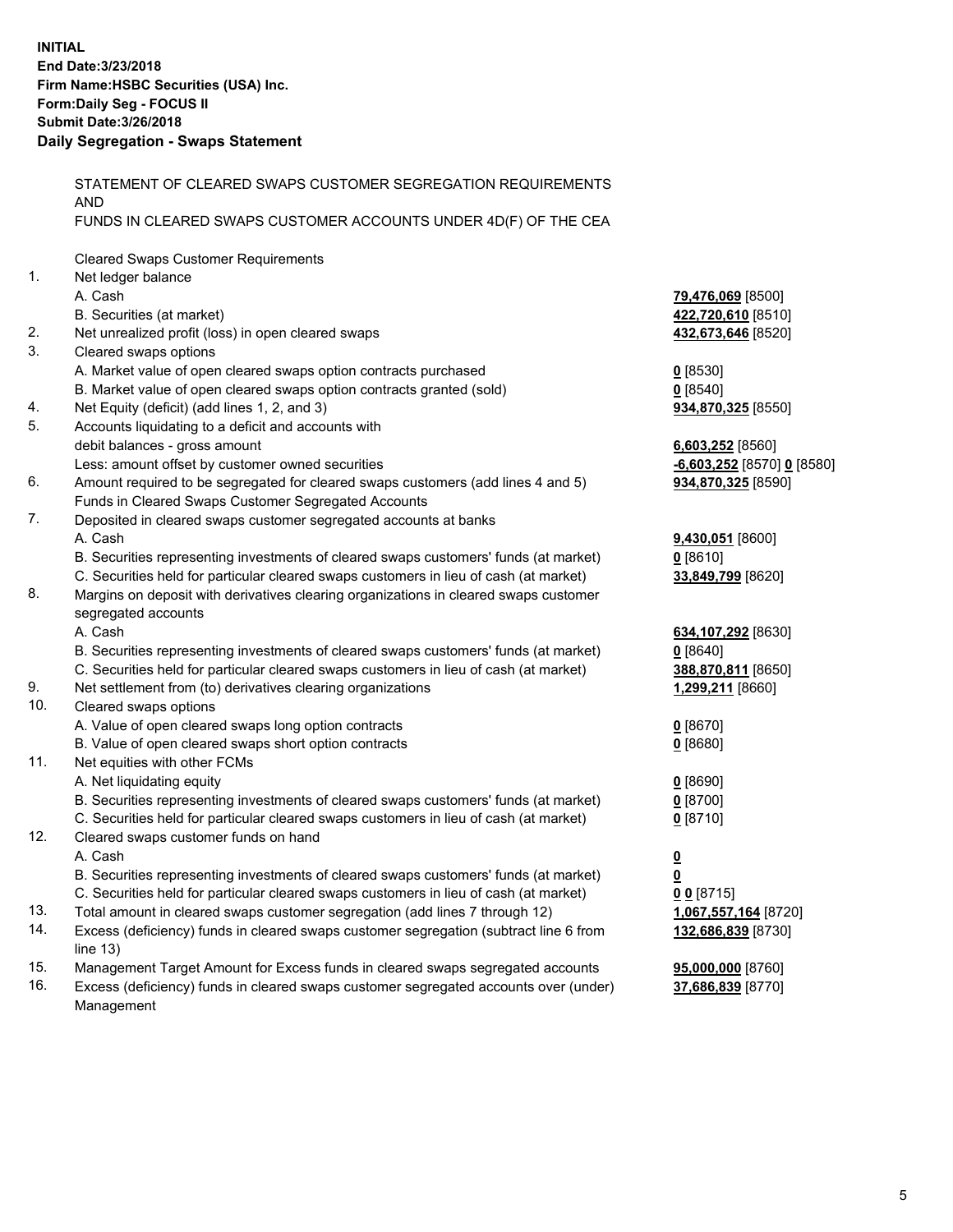**INITIAL**
**End Date:3/23/2018**
**Firm Name:HSBC Securities (USA) Inc.**
**Form:Daily Seg - FOCUS II**
**Submit Date:3/26/2018**
**Daily Segregation - Swaps Statement**

STATEMENT OF CLEARED SWAPS CUSTOMER SEGREGATION REQUIREMENTS AND FUNDS IN CLEARED SWAPS CUSTOMER ACCOUNTS UNDER 4D(F) OF THE CEA

| | | |
|---|---|---|
| | Cleared Swaps Customer Requirements | |
| 1. | Net ledger balance | |
| | A. Cash | **79,476,069** [8500] |
| | B. Securities (at market) | **422,720,610** [8510] |
| 2. | Net unrealized profit (loss) in open cleared swaps | **432,673,646** [8520] |
| 3. | Cleared swaps options | |
| | A. Market value of open cleared swaps option contracts purchased | **0** [8530] |
| | B. Market value of open cleared swaps option contracts granted (sold) | **0** [8540] |
| 4. | Net Equity (deficit) (add lines 1, 2, and 3) | **934,870,325** [8550] |
| 5. | Accounts liquidating to a deficit and accounts with debit balances - gross amount | **6,603,252** [8560] |
| | Less: amount offset by customer owned securities | **-6,603,252** [8570] **0** [8580] |
| 6. | Amount required to be segregated for cleared swaps customers (add lines 4 and 5) | **934,870,325** [8590] |
| | Funds in Cleared Swaps Customer Segregated Accounts | |
| 7. | Deposited in cleared swaps customer segregated accounts at banks | |
| | A. Cash | **9,430,051** [8600] |
| | B. Securities representing investments of cleared swaps customers' funds (at market) | **0** [8610] |
| | C. Securities held for particular cleared swaps customers in lieu of cash (at market) | **33,849,799** [8620] |
| 8. | Margins on deposit with derivatives clearing organizations in cleared swaps customer segregated accounts | |
| | A. Cash | **634,107,292** [8630] |
| | B. Securities representing investments of cleared swaps customers' funds (at market) | **0** [8640] |
| | C. Securities held for particular cleared swaps customers in lieu of cash (at market) | **388,870,811** [8650] |
| 9. | Net settlement from (to) derivatives clearing organizations | **1,299,211** [8660] |
| 10. | Cleared swaps options | |
| | A. Value of open cleared swaps long option contracts | **0** [8670] |
| | B. Value of open cleared swaps short option contracts | **0** [8680] |
| 11. | Net equities with other FCMs | |
| | A. Net liquidating equity | **0** [8690] |
| | B. Securities representing investments of cleared swaps customers' funds (at market) | **0** [8700] |
| | C. Securities held for particular cleared swaps customers in lieu of cash (at market) | **0** [8710] |
| 12. | Cleared swaps customer funds on hand | |
| | A. Cash | **0** |
| | B. Securities representing investments of cleared swaps customers' funds (at market) | **0** |
| | C. Securities held for particular cleared swaps customers in lieu of cash (at market) | **0** **0** [8715] |
| 13. | Total amount in cleared swaps customer segregation (add lines 7 through 12) | **1,067,557,164** [8720] |
| 14. | Excess (deficiency) funds in cleared swaps customer segregation (subtract line 6 from line 13) | **132,686,839** [8730] |
| 15. | Management Target Amount for Excess funds in cleared swaps segregated accounts | **95,000,000** [8760] |
| 16. | Excess (deficiency) funds in cleared swaps customer segregated accounts over (under) Management | **37,686,839** [8770] |